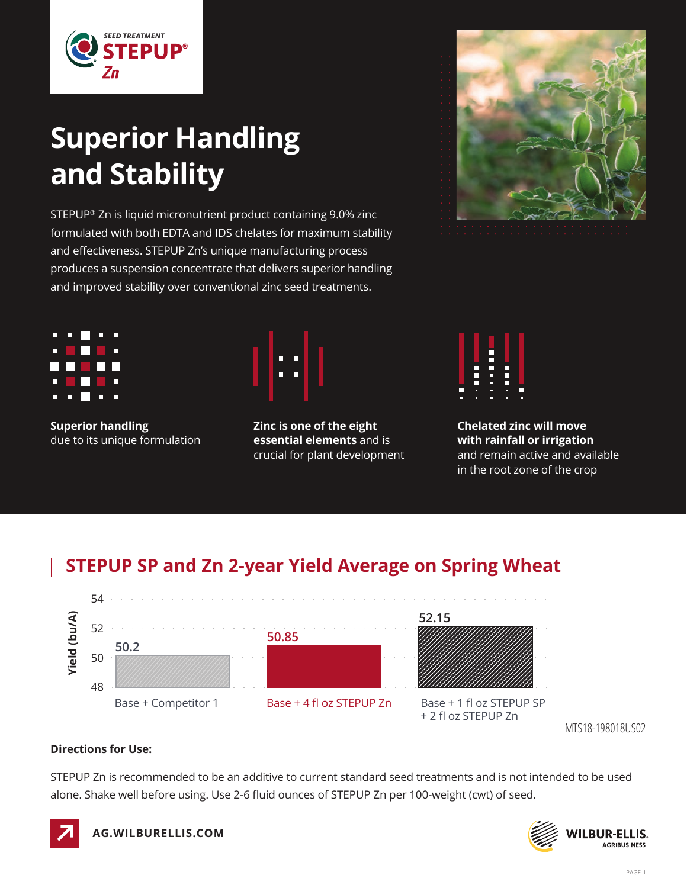SEED TREATMENT
**STEPUP® Zn**

# Superior Handling and Stability

STEPUP® Zn is liquid micronutrient product containing 9.0% zinc formulated with both EDTA and IDS chelates for maximum stability and effectiveness. STEPUP Zn's unique manufacturing process produces a suspension concentrate that delivers superior handling and improved stability over conventional zinc seed treatments.

**Superior handling** due to its unique formulation

**Zinc is one of the eight essential elements** and is crucial for plant development

**Chelated zinc will move with rainfall or irrigation** and remain active and available in the root zone of the crop

## STEPUP SP and Zn 2-year Yield Average on Spring Wheat

| Treatment | Yield (bu/A) |
|---|---|
| Base + Competitor 1 | 50.2 |
| Base + 4 fl oz STEPUP Zn | 50.85 |
| Base + 1 fl oz STEPUP SP + 2 fl oz STEPUP Zn | 52.15 |

MTS18-198018US02

**Directions for Use:**

STEPUP Zn is recommended to be an additive to current standard seed treatments and is not intended to be used alone. Shake well before using. Use 2-6 fluid ounces of STEPUP Zn per 100-weight (cwt) of seed.

AG.WILBURELLIS.COM

WILBUR-ELLIS. AGRIBUSINESS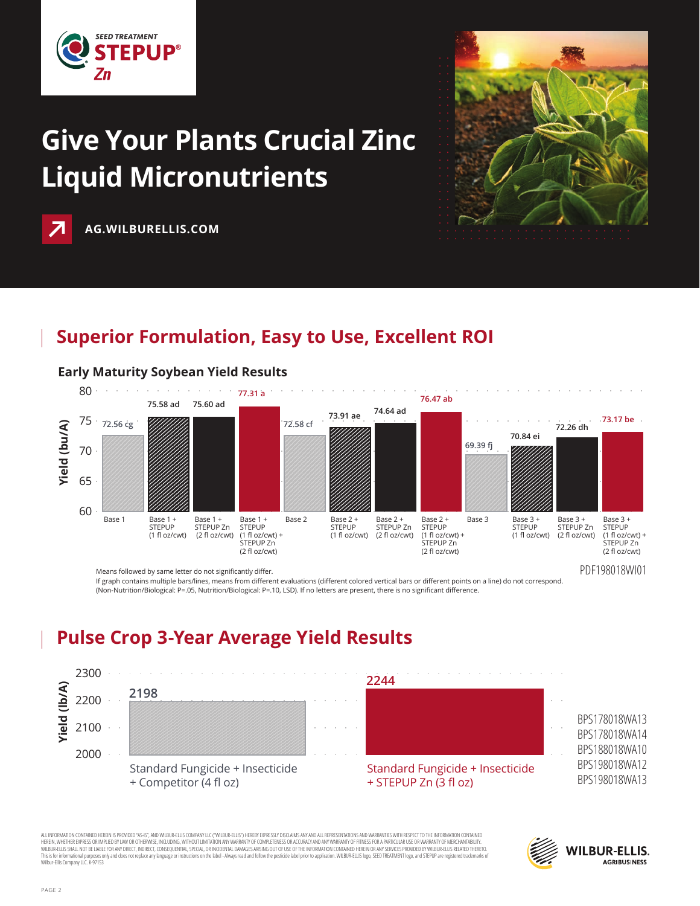SEED TREATMENT
STEPUP® Zn

# Give Your Plants Crucial Zinc Liquid Micronutrients

AG.WILBURELLIS.COM

## Superior Formulation, Easy to Use, Excellent ROI

### Early Maturity Soybean Yield Results

Yield (bu/A)

80
75
70
65
60

72.56 cg
75.58 ad
75.60 ad
77.31 a
72.58 cf
73.91 ae
74.64 ad
76.47 ab
69.39 fj
70.84 ei
72.26 dh
73.17 be

Base 1
Base 1 + STEPUP (1 fl oz/cwt)
Base 1 + STEPUP Zn (2 fl oz/cwt)
Base 1 + STEPUP (1 fl oz/cwt) + STEPUP Zn (2 fl oz/cwt)
Base 2
Base 2 + STEPUP (1 fl oz/cwt)
Base 2 + STEPUP Zn (2 fl oz/cwt)
Base 2 + STEPUP (1 fl oz/cwt) + STEPUP Zn (2 fl oz/cwt)
Base 3
Base 3 + STEPUP (1 fl oz/cwt)
Base 3 + STEPUP Zn (2 fl oz/cwt)
Base 3 + STEPUP (1 fl oz/cwt) + STEPUP Zn (2 fl oz/cwt)

Means followed by same letter do not significantly differ.
If graph contains multiple bars/lines, means from different evaluations (different colored vertical bars or different points on a line) do not correspond.
(Non-Nutrition/Biological: P=.05, Nutrition/Biological: P=.10, LSD). If no letters are present, there is no significant difference.

PDF198018WI01

## Pulse Crop 3-Year Average Yield Results

Yield (lb/A)

2300
2200
2100
2000

2198
2244

Standard Fungicide + Insecticide + Competitor (4 fl oz)
Standard Fungicide + Insecticide + STEPUP Zn (3 fl oz)

BPS178018WA13
BPS178018WA14
BPS188018WA10
BPS198018WA12
BPS198018WA13

ALL INFORMATION CONTAINED HEREIN IS PROVIDED "AS-IS", AND WILBUR-ELLIS COMPANY LLC ("WILBUR-ELLIS") HEREBY EXPRESSLY DISCLAIMS ANY AND ALL REPRESENTATIONS AND WARRANTIES WITH RESPECT TO THE INFORMATION CONTAINED HEREIN, WHETHER EXPRESS OR IMPLIED BY LAW OR OTHERWISE, INCLUDING, WITHOUT LIMITATION ANY WARRANTY OF COMPLETENESS OR ACCURACY AND ANY WARRANTY OF FITNESS FOR A PARTICULAR USE OR WARRANTY OF MERCHANTABILITY. WILBUR-ELLIS SHALL NOT BE LIABLE FOR ANY DIRECT, INDIRECT, CONSEQUENTIAL, SPECIAL, OR INCIDENTAL DAMAGES ARISING OUT OF USE OF THE INFORMATION CONTAINED HEREIN OR ANY SERVICES PROVIDED BY WILBUR-ELLIS RELATED THERETO. This is for informational purposes only and does not replace any language or instructions on the label - Always read and follow the pesticide label prior to application. WILBUR-ELLIS logo, SEED TREATMENT logo, and STEPUP are registered trademarks of Wilbur-Ellis Company LLC. K-97153

WILBUR-ELLIS. AGRIBUSINESS